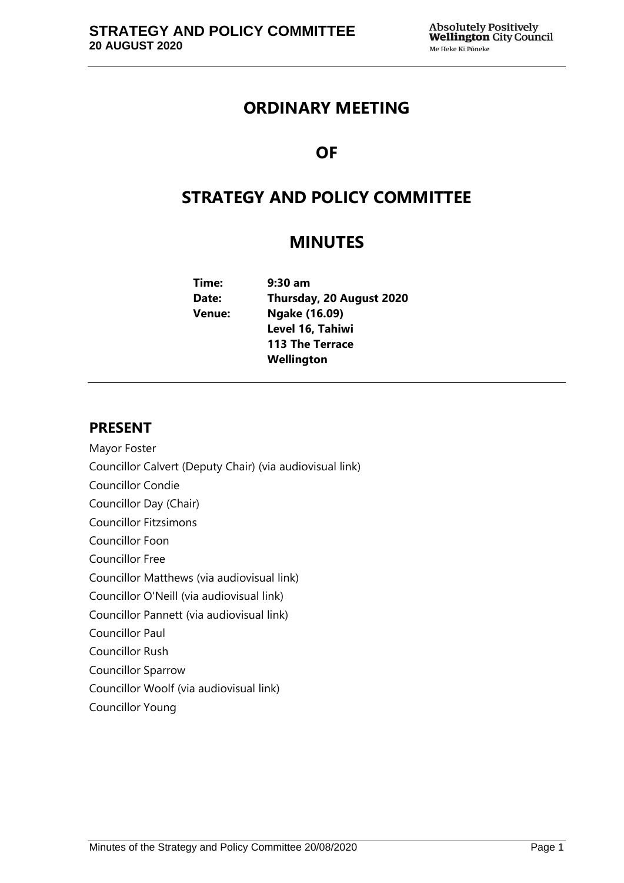# ORDINARY MEETING

# OF

# STRATEGY AND POLICY COMMITTEE

# MINUTES

**Time:** **9:30 am**
**Date:** **Thursday, 20 August 2020**
**Venue:** **Ngake (16.09)**
**Level 16, Tahiwi**
**113 The Terrace**
**Wellington**

## PRESENT

Mayor Foster
Councillor Calvert (Deputy Chair) (via audiovisual link)
Councillor Condie
Councillor Day (Chair)
Councillor Fitzsimons
Councillor Foon
Councillor Free
Councillor Matthews (via audiovisual link)
Councillor O'Neill (via audiovisual link)
Councillor Pannett (via audiovisual link)
Councillor Paul
Councillor Rush
Councillor Sparrow
Councillor Woolf (via audiovisual link)
Councillor Young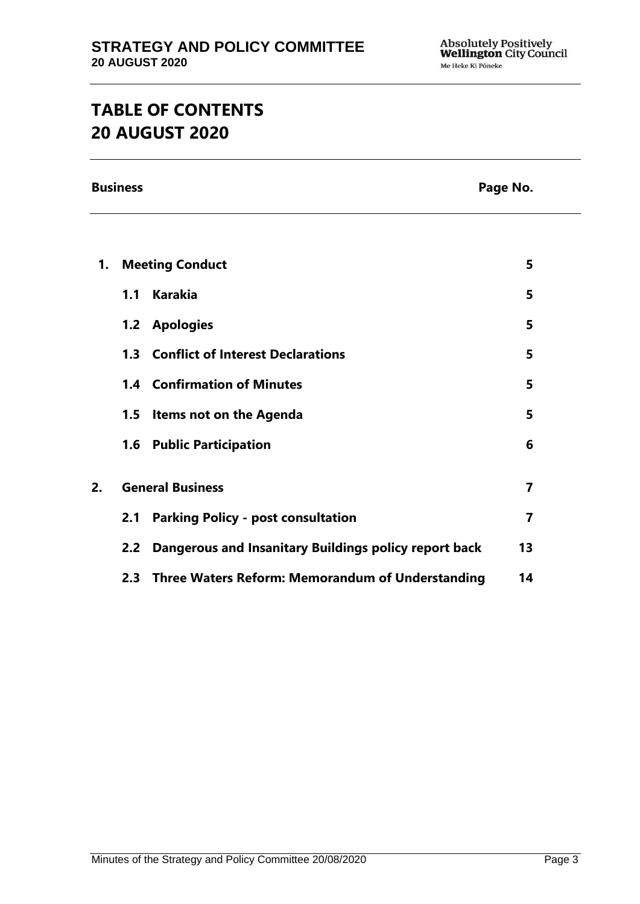# TABLE OF CONTENTS
# 20 AUGUST 2020

| Business | | Page No. |
|---|---|---|
| **1.** | **Meeting Conduct** | **5** |
| **1.1** | **Karakia** | **5** |
| **1.2** | **Apologies** | **5** |
| **1.3** | **Conflict of Interest Declarations** | **5** |
| **1.4** | **Confirmation of Minutes** | **5** |
| **1.5** | **Items not on the Agenda** | **5** |
| **1.6** | **Public Participation** | **6** |
| **2.** | **General Business** | **7** |
| **2.1** | **Parking Policy - post consultation** | **7** |
| **2.2** | **Dangerous and Insanitary Buildings policy report back** | **13** |
| **2.3** | **Three Waters Reform: Memorandum of Understanding** | **14** |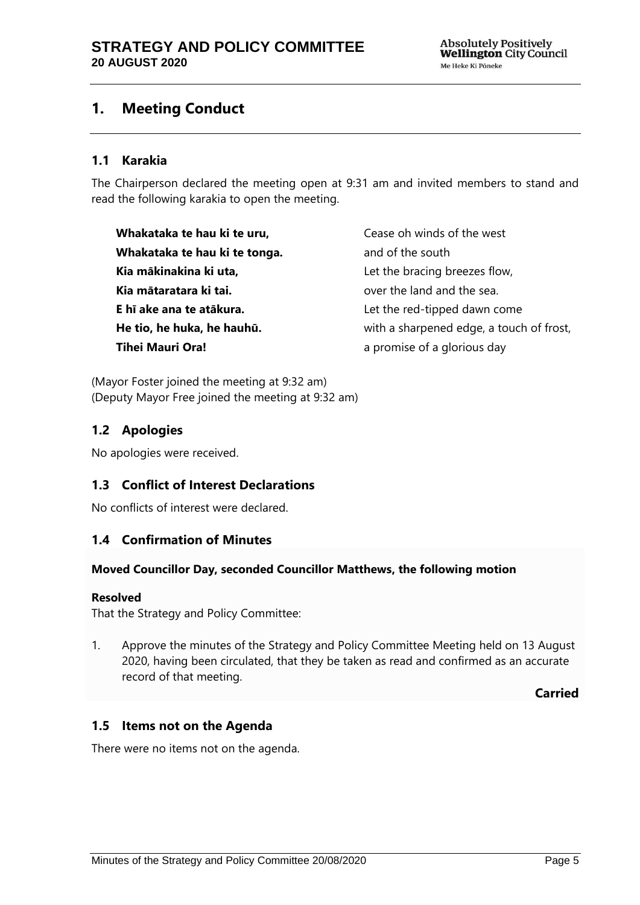# 1. Meeting Conduct

## 1.1 Karakia

The Chairperson declared the meeting open at 9:31 am and invited members to stand and read the following karakia to open the meeting.

| | |
|---|---|
| **Whakataka te hau ki te uru,** | Cease oh winds of the west |
| **Whakataka te hau ki te tonga.** | and of the south |
| **Kia mākinakina ki uta,** | Let the bracing breezes flow, |
| **Kia mātaratara ki tai.** | over the land and the sea. |
| **E hī ake ana te atākura.** | Let the red-tipped dawn come |
| **He tio, he huka, he hauhū.** | with a sharpened edge, a touch of frost, |
| **Tihei Mauri Ora!** | a promise of a glorious day |

(Mayor Foster joined the meeting at 9:32 am)
(Deputy Mayor Free joined the meeting at 9:32 am)

## 1.2 Apologies

No apologies were received.

## 1.3 Conflict of Interest Declarations

No conflicts of interest were declared.

## 1.4 Confirmation of Minutes

**Moved Councillor Day, seconded Councillor Matthews, the following motion**

**Resolved**

That the Strategy and Policy Committee:

1. Approve the minutes of the Strategy and Policy Committee Meeting held on 13 August 2020, having been circulated, that they be taken as read and confirmed as an accurate record of that meeting.

**Carried**

## 1.5 Items not on the Agenda

There were no items not on the agenda.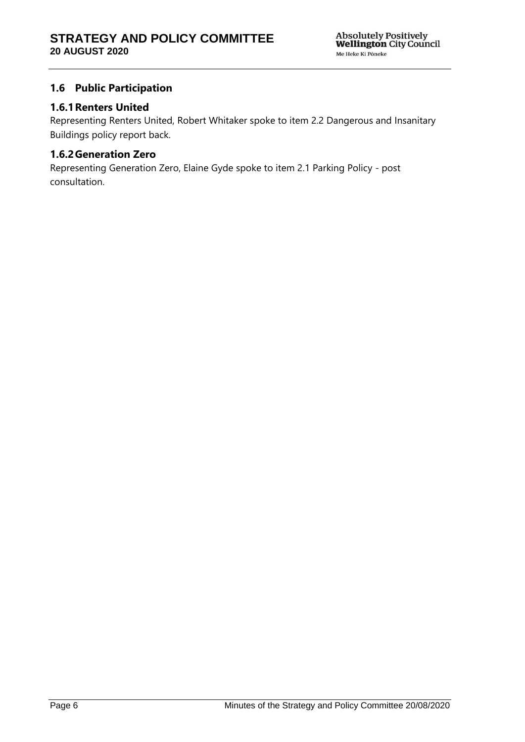## 1.6 Public Participation

### 1.6.1 Renters United

Representing Renters United, Robert Whitaker spoke to item 2.2 Dangerous and Insanitary Buildings policy report back.

### 1.6.2 Generation Zero

Representing Generation Zero, Elaine Gyde spoke to item 2.1 Parking Policy - post consultation.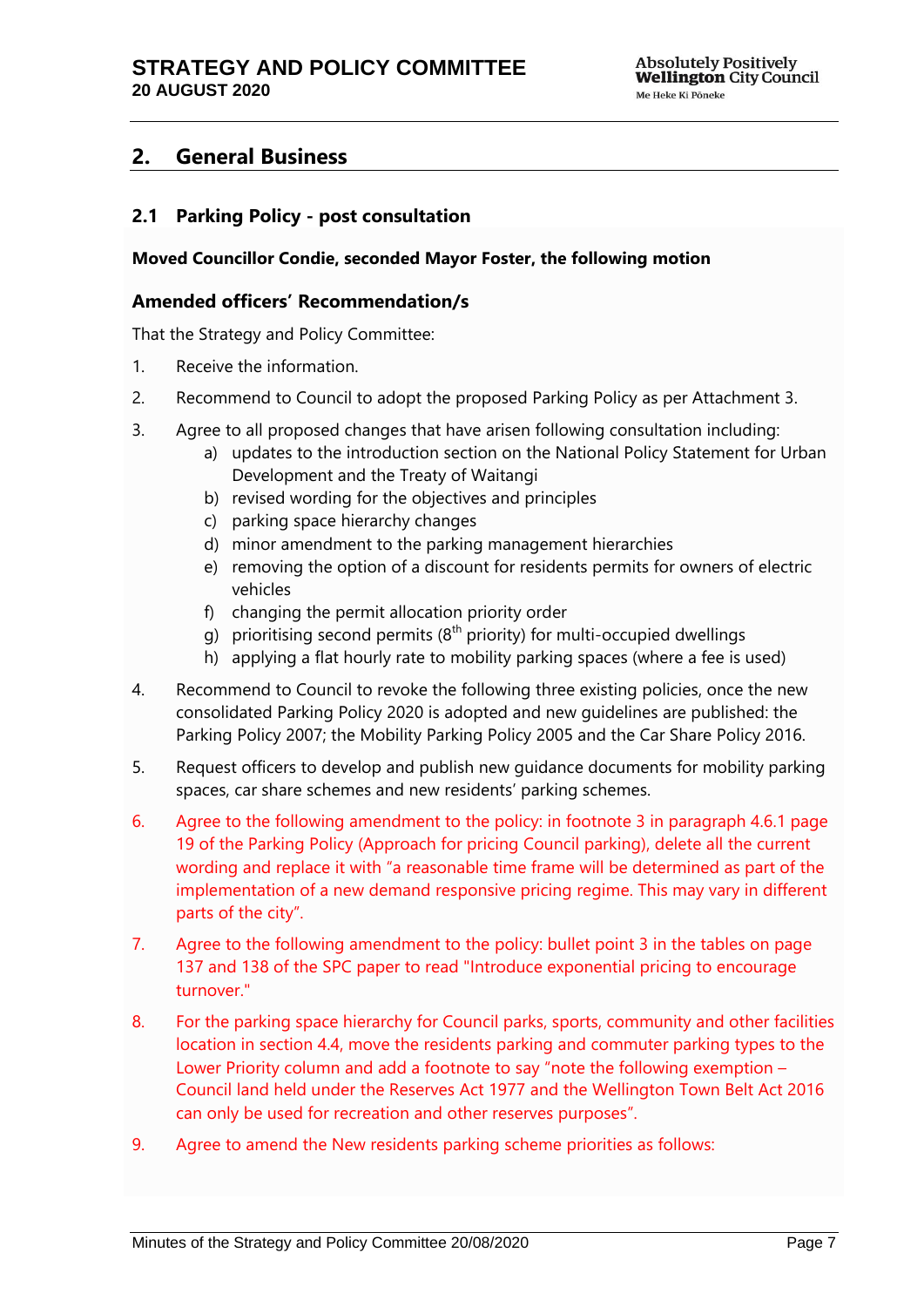## 2. General Business

### 2.1 Parking Policy - post consultation

**Moved Councillor Condie, seconded Mayor Foster, the following motion**

### Amended officers' Recommendation/s

That the Strategy and Policy Committee:

1. Receive the information.
2. Recommend to Council to adopt the proposed Parking Policy as per Attachment 3.
3. Agree to all proposed changes that have arisen following consultation including:
   a) updates to the introduction section on the National Policy Statement for Urban Development and the Treaty of Waitangi
   b) revised wording for the objectives and principles
   c) parking space hierarchy changes
   d) minor amendment to the parking management hierarchies
   e) removing the option of a discount for residents permits for owners of electric vehicles
   f) changing the permit allocation priority order
   g) prioritising second permits (8th priority) for multi-occupied dwellings
   h) applying a flat hourly rate to mobility parking spaces (where a fee is used)
4. Recommend to Council to revoke the following three existing policies, once the new consolidated Parking Policy 2020 is adopted and new guidelines are published: the Parking Policy 2007; the Mobility Parking Policy 2005 and the Car Share Policy 2016.
5. Request officers to develop and publish new guidance documents for mobility parking spaces, car share schemes and new residents' parking schemes.
6. Agree to the following amendment to the policy: in footnote 3 in paragraph 4.6.1 page 19 of the Parking Policy (Approach for pricing Council parking), delete all the current wording and replace it with "a reasonable time frame will be determined as part of the implementation of a new demand responsive pricing regime. This may vary in different parts of the city".
7. Agree to the following amendment to the policy: bullet point 3 in the tables on page 137 and 138 of the SPC paper to read "Introduce exponential pricing to encourage turnover."
8. For the parking space hierarchy for Council parks, sports, community and other facilities location in section 4.4, move the residents parking and commuter parking types to the Lower Priority column and add a footnote to say "note the following exemption – Council land held under the Reserves Act 1977 and the Wellington Town Belt Act 2016 can only be used for recreation and other reserves purposes".
9. Agree to amend the New residents parking scheme priorities as follows: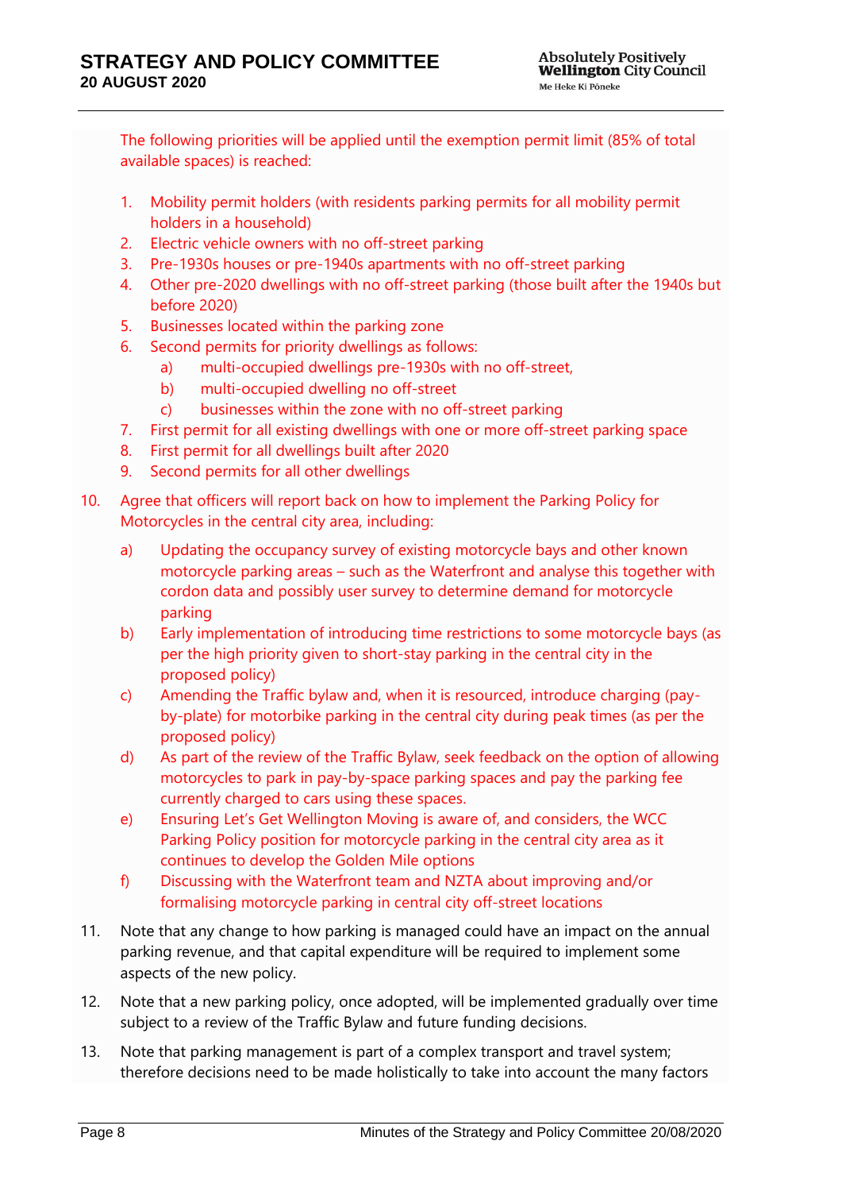The following priorities will be applied until the exemption permit limit (85% of total available spaces) is reached:

1. Mobility permit holders (with residents parking permits for all mobility permit holders in a household)
2. Electric vehicle owners with no off-street parking
3. Pre-1930s houses or pre-1940s apartments with no off-street parking
4. Other pre-2020 dwellings with no off-street parking (those built after the 1940s but before 2020)
5. Businesses located within the parking zone
6. Second permits for priority dwellings as follows:
   a) multi-occupied dwellings pre-1930s with no off-street,
   b) multi-occupied dwelling no off-street
   c) businesses within the zone with no off-street parking
7. First permit for all existing dwellings with one or more off-street parking space
8. First permit for all dwellings built after 2020
9. Second permits for all other dwellings

10. Agree that officers will report back on how to implement the Parking Policy for Motorcycles in the central city area, including:

    a) Updating the occupancy survey of existing motorcycle bays and other known motorcycle parking areas – such as the Waterfront and analyse this together with cordon data and possibly user survey to determine demand for motorcycle parking
    b) Early implementation of introducing time restrictions to some motorcycle bays (as per the high priority given to short-stay parking in the central city in the proposed policy)
    c) Amending the Traffic bylaw and, when it is resourced, introduce charging (pay-by-plate) for motorbike parking in the central city during peak times (as per the proposed policy)
    d) As part of the review of the Traffic Bylaw, seek feedback on the option of allowing motorcycles to park in pay-by-space parking spaces and pay the parking fee currently charged to cars using these spaces.
    e) Ensuring Let's Get Wellington Moving is aware of, and considers, the WCC Parking Policy position for motorcycle parking in the central city area as it continues to develop the Golden Mile options
    f) Discussing with the Waterfront team and NZTA about improving and/or formalising motorcycle parking in central city off-street locations

11. Note that any change to how parking is managed could have an impact on the annual parking revenue, and that capital expenditure will be required to implement some aspects of the new policy.

12. Note that a new parking policy, once adopted, will be implemented gradually over time subject to a review of the Traffic Bylaw and future funding decisions.

13. Note that parking management is part of a complex transport and travel system; therefore decisions need to be made holistically to take into account the many factors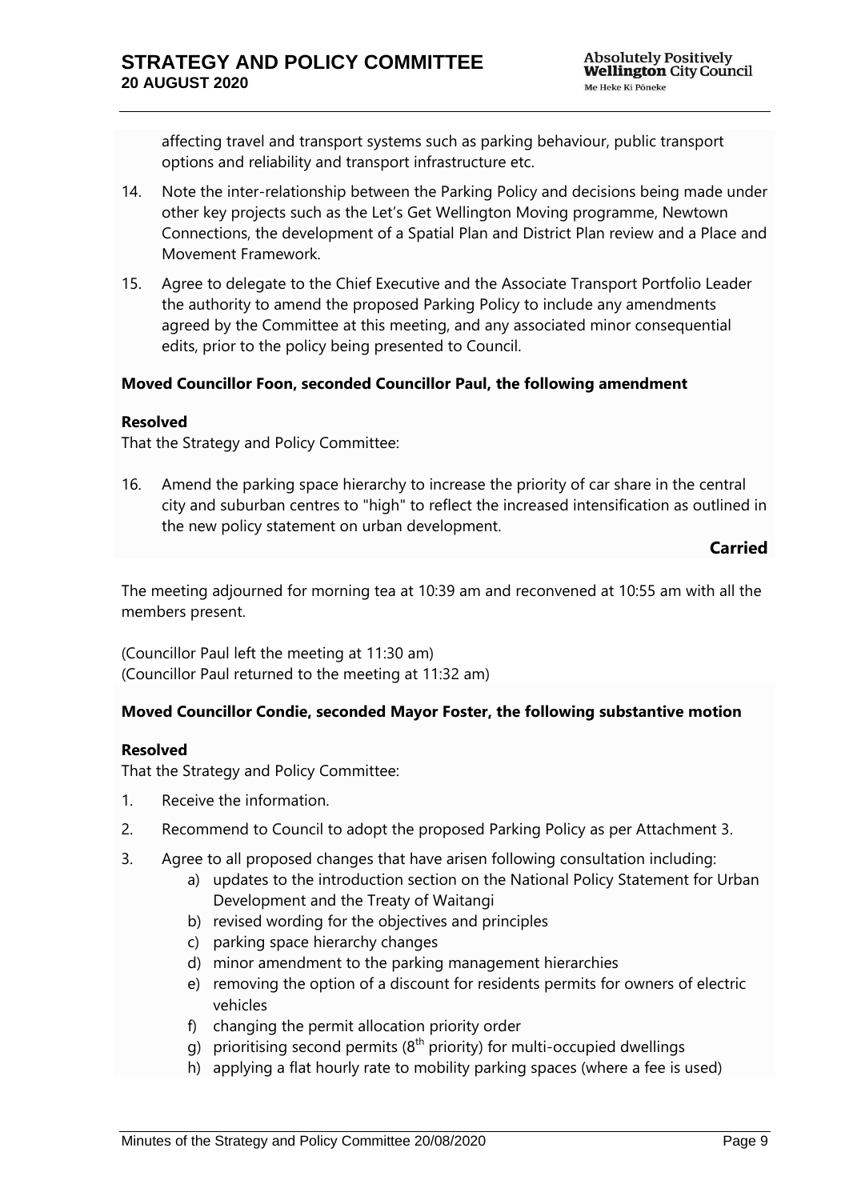affecting travel and transport systems such as parking behaviour, public transport options and reliability and transport infrastructure etc.

14. Note the inter-relationship between the Parking Policy and decisions being made under other key projects such as the Let's Get Wellington Moving programme, Newtown Connections, the development of a Spatial Plan and District Plan review and a Place and Movement Framework.

15. Agree to delegate to the Chief Executive and the Associate Transport Portfolio Leader the authority to amend the proposed Parking Policy to include any amendments agreed by the Committee at this meeting, and any associated minor consequential edits, prior to the policy being presented to Council.

**Moved Councillor Foon, seconded Councillor Paul, the following amendment**

**Resolved**

That the Strategy and Policy Committee:

16. Amend the parking space hierarchy to increase the priority of car share in the central city and suburban centres to "high" to reflect the increased intensification as outlined in the new policy statement on urban development.

**Carried**

The meeting adjourned for morning tea at 10:39 am and reconvened at 10:55 am with all the members present.

(Councillor Paul left the meeting at 11:30 am)
(Councillor Paul returned to the meeting at 11:32 am)

**Moved Councillor Condie, seconded Mayor Foster, the following substantive motion**

**Resolved**

That the Strategy and Policy Committee:

1. Receive the information.
2. Recommend to Council to adopt the proposed Parking Policy as per Attachment 3.
3. Agree to all proposed changes that have arisen following consultation including:
   a) updates to the introduction section on the National Policy Statement for Urban Development and the Treaty of Waitangi
   b) revised wording for the objectives and principles
   c) parking space hierarchy changes
   d) minor amendment to the parking management hierarchies
   e) removing the option of a discount for residents permits for owners of electric vehicles
   f) changing the permit allocation priority order
   g) prioritising second permits (8th priority) for multi-occupied dwellings
   h) applying a flat hourly rate to mobility parking spaces (where a fee is used)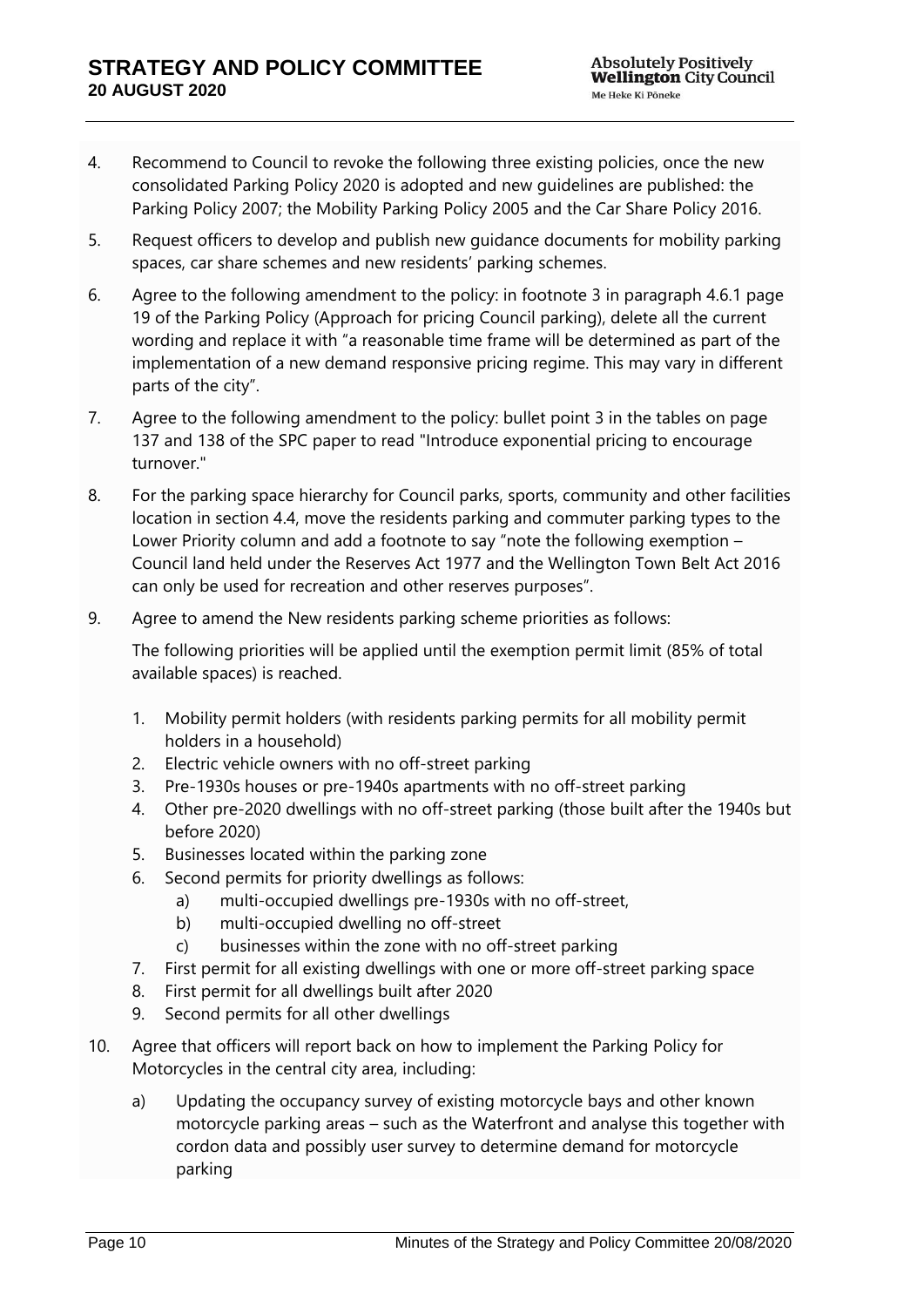4. Recommend to Council to revoke the following three existing policies, once the new consolidated Parking Policy 2020 is adopted and new guidelines are published: the Parking Policy 2007; the Mobility Parking Policy 2005 and the Car Share Policy 2016.

5. Request officers to develop and publish new guidance documents for mobility parking spaces, car share schemes and new residents' parking schemes.

6. Agree to the following amendment to the policy: in footnote 3 in paragraph 4.6.1 page 19 of the Parking Policy (Approach for pricing Council parking), delete all the current wording and replace it with "a reasonable time frame will be determined as part of the implementation of a new demand responsive pricing regime. This may vary in different parts of the city".

7. Agree to the following amendment to the policy: bullet point 3 in the tables on page 137 and 138 of the SPC paper to read "Introduce exponential pricing to encourage turnover."

8. For the parking space hierarchy for Council parks, sports, community and other facilities location in section 4.4, move the residents parking and commuter parking types to the Lower Priority column and add a footnote to say "note the following exemption – Council land held under the Reserves Act 1977 and the Wellington Town Belt Act 2016 can only be used for recreation and other reserves purposes".

9. Agree to amend the New residents parking scheme priorities as follows:

   The following priorities will be applied until the exemption permit limit (85% of total available spaces) is reached.

   1. Mobility permit holders (with residents parking permits for all mobility permit holders in a household)
   2. Electric vehicle owners with no off-street parking
   3. Pre-1930s houses or pre-1940s apartments with no off-street parking
   4. Other pre-2020 dwellings with no off-street parking (those built after the 1940s but before 2020)
   5. Businesses located within the parking zone
   6. Second permits for priority dwellings as follows:
      a) multi-occupied dwellings pre-1930s with no off-street,
      b) multi-occupied dwelling no off-street
      c) businesses within the zone with no off-street parking
   7. First permit for all existing dwellings with one or more off-street parking space
   8. First permit for all dwellings built after 2020
   9. Second permits for all other dwellings

10. Agree that officers will report back on how to implement the Parking Policy for Motorcycles in the central city area, including:

    a) Updating the occupancy survey of existing motorcycle bays and other known motorcycle parking areas – such as the Waterfront and analyse this together with cordon data and possibly user survey to determine demand for motorcycle parking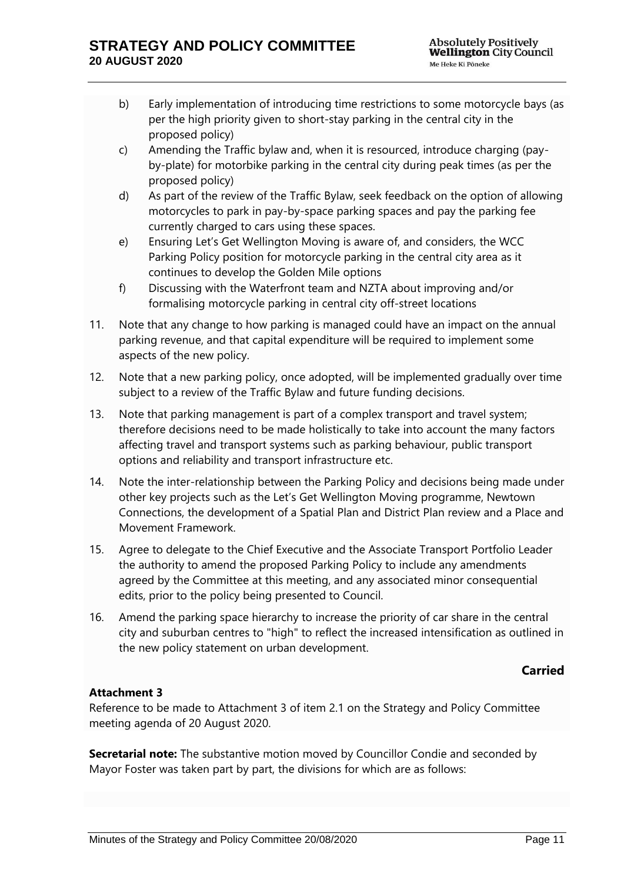b) Early implementation of introducing time restrictions to some motorcycle bays (as per the high priority given to short-stay parking in the central city in the proposed policy)

c) Amending the Traffic bylaw and, when it is resourced, introduce charging (pay-by-plate) for motorbike parking in the central city during peak times (as per the proposed policy)

d) As part of the review of the Traffic Bylaw, seek feedback on the option of allowing motorcycles to park in pay-by-space parking spaces and pay the parking fee currently charged to cars using these spaces.

e) Ensuring Let's Get Wellington Moving is aware of, and considers, the WCC Parking Policy position for motorcycle parking in the central city area as it continues to develop the Golden Mile options

f) Discussing with the Waterfront team and NZTA about improving and/or formalising motorcycle parking in central city off-street locations

11. Note that any change to how parking is managed could have an impact on the annual parking revenue, and that capital expenditure will be required to implement some aspects of the new policy.

12. Note that a new parking policy, once adopted, will be implemented gradually over time subject to a review of the Traffic Bylaw and future funding decisions.

13. Note that parking management is part of a complex transport and travel system; therefore decisions need to be made holistically to take into account the many factors affecting travel and transport systems such as parking behaviour, public transport options and reliability and transport infrastructure etc.

14. Note the inter-relationship between the Parking Policy and decisions being made under other key projects such as the Let's Get Wellington Moving programme, Newtown Connections, the development of a Spatial Plan and District Plan review and a Place and Movement Framework.

15. Agree to delegate to the Chief Executive and the Associate Transport Portfolio Leader the authority to amend the proposed Parking Policy to include any amendments agreed by the Committee at this meeting, and any associated minor consequential edits, prior to the policy being presented to Council.

16. Amend the parking space hierarchy to increase the priority of car share in the central city and suburban centres to "high" to reflect the increased intensification as outlined in the new policy statement on urban development.

**Carried**

**Attachment 3**

Reference to be made to Attachment 3 of item 2.1 on the Strategy and Policy Committee meeting agenda of 20 August 2020.

**Secretarial note:** The substantive motion moved by Councillor Condie and seconded by Mayor Foster was taken part by part, the divisions for which are as follows: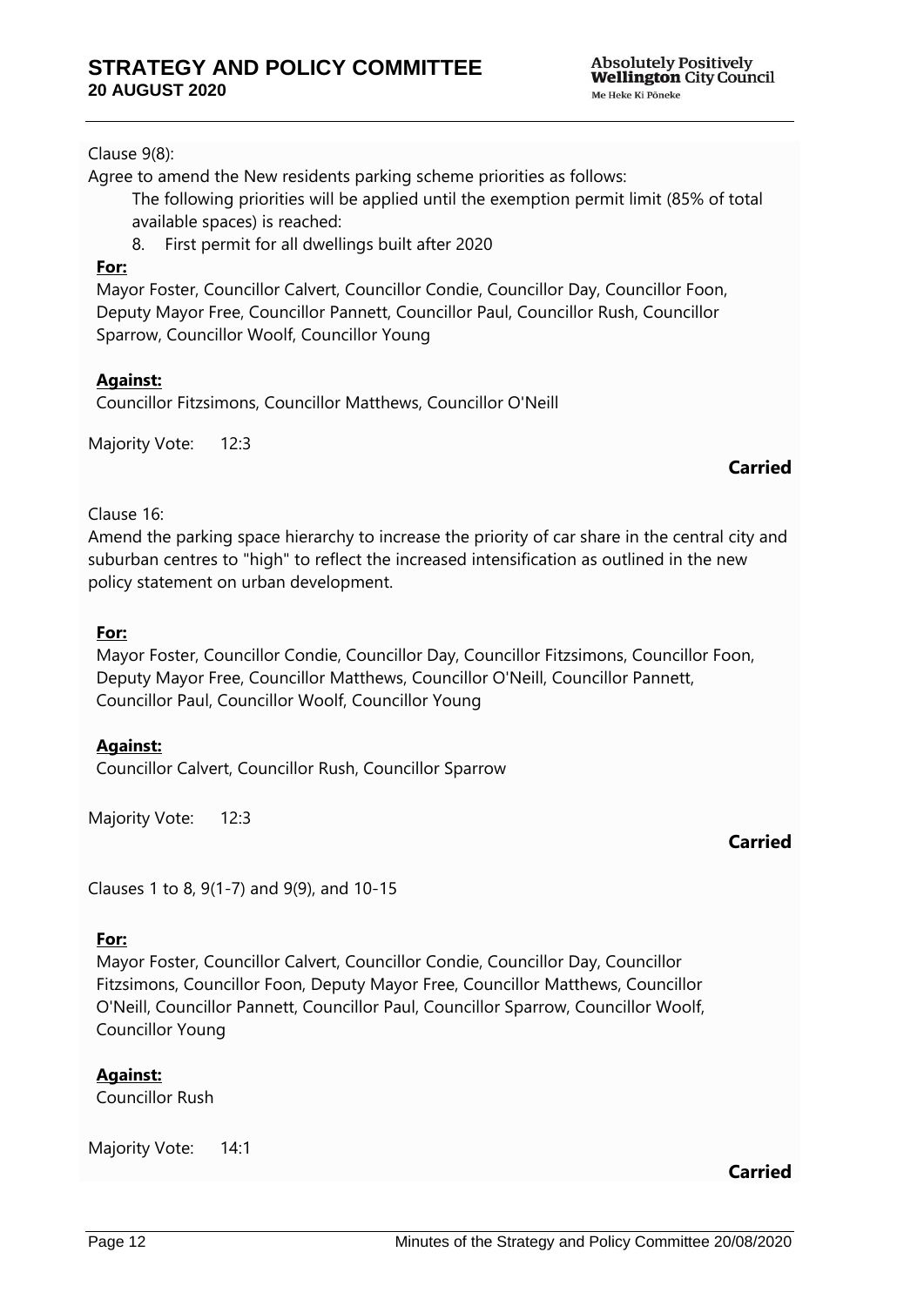Clause 9(8):

Agree to amend the New residents parking scheme priorities as follows:

The following priorities will be applied until the exemption permit limit (85% of total available spaces) is reached:

8. First permit for all dwellings built after 2020

**For:**

Mayor Foster, Councillor Calvert, Councillor Condie, Councillor Day, Councillor Foon, Deputy Mayor Free, Councillor Pannett, Councillor Paul, Councillor Rush, Councillor Sparrow, Councillor Woolf, Councillor Young

**Against:**

Councillor Fitzsimons, Councillor Matthews, Councillor O'Neill

Majority Vote: 12:3

**Carried**

Clause 16:

Amend the parking space hierarchy to increase the priority of car share in the central city and suburban centres to "high" to reflect the increased intensification as outlined in the new policy statement on urban development.

**For:**

Mayor Foster, Councillor Condie, Councillor Day, Councillor Fitzsimons, Councillor Foon, Deputy Mayor Free, Councillor Matthews, Councillor O'Neill, Councillor Pannett, Councillor Paul, Councillor Woolf, Councillor Young

**Against:**

Councillor Calvert, Councillor Rush, Councillor Sparrow

Majority Vote: 12:3

**Carried**

Clauses 1 to 8, 9(1-7) and 9(9), and 10-15

**For:**

Mayor Foster, Councillor Calvert, Councillor Condie, Councillor Day, Councillor Fitzsimons, Councillor Foon, Deputy Mayor Free, Councillor Matthews, Councillor O'Neill, Councillor Pannett, Councillor Paul, Councillor Sparrow, Councillor Woolf, Councillor Young

**Against:**

Councillor Rush

Majority Vote: 14:1

**Carried**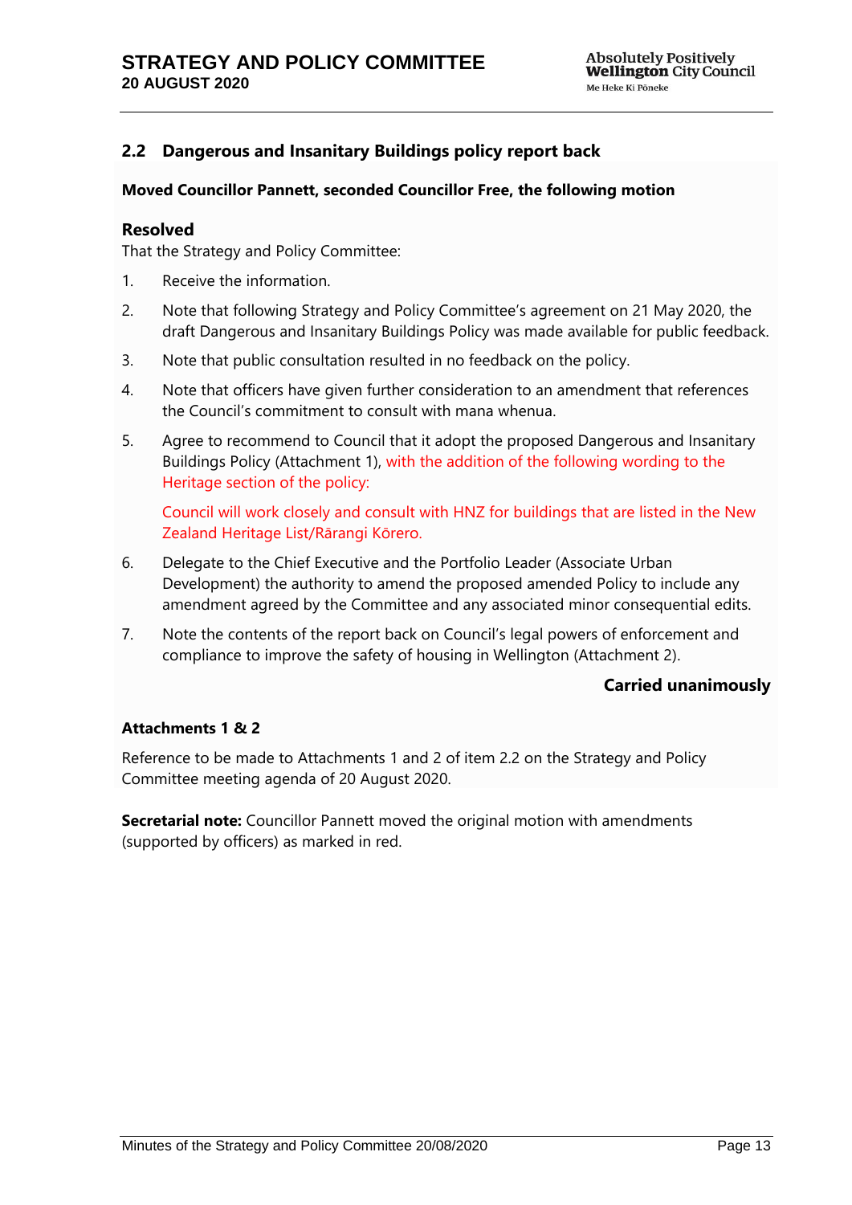## 2.2 Dangerous and Insanitary Buildings policy report back

**Moved Councillor Pannett, seconded Councillor Free, the following motion**

### Resolved

That the Strategy and Policy Committee:

1. Receive the information.
2. Note that following Strategy and Policy Committee's agreement on 21 May 2020, the draft Dangerous and Insanitary Buildings Policy was made available for public feedback.
3. Note that public consultation resulted in no feedback on the policy.
4. Note that officers have given further consideration to an amendment that references the Council's commitment to consult with mana whenua.
5. Agree to recommend to Council that it adopt the proposed Dangerous and Insanitary Buildings Policy (Attachment 1), with the addition of the following wording to the Heritage section of the policy:

   Council will work closely and consult with HNZ for buildings that are listed in the New Zealand Heritage List/Rārangi Kōrero.

6. Delegate to the Chief Executive and the Portfolio Leader (Associate Urban Development) the authority to amend the proposed amended Policy to include any amendment agreed by the Committee and any associated minor consequential edits.
7. Note the contents of the report back on Council's legal powers of enforcement and compliance to improve the safety of housing in Wellington (Attachment 2).

**Carried unanimously**

**Attachments 1 & 2**

Reference to be made to Attachments 1 and 2 of item 2.2 on the Strategy and Policy Committee meeting agenda of 20 August 2020.

**Secretarial note:** Councillor Pannett moved the original motion with amendments (supported by officers) as marked in red.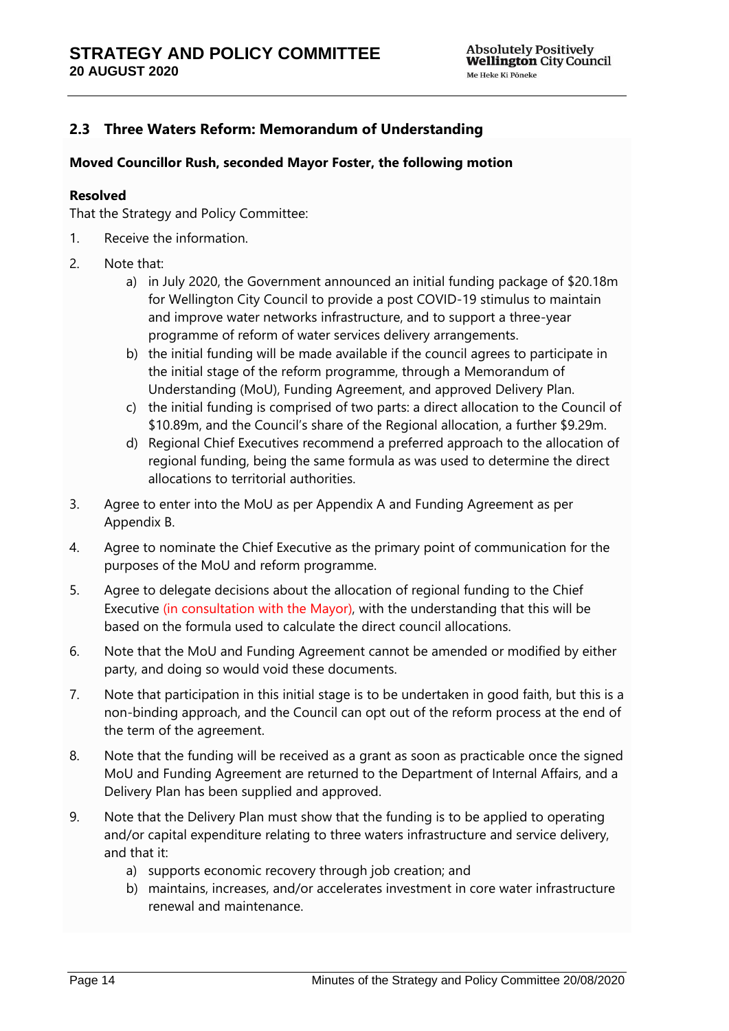## 2.3 Three Waters Reform: Memorandum of Understanding

**Moved Councillor Rush, seconded Mayor Foster, the following motion**

**Resolved**

That the Strategy and Policy Committee:

1. Receive the information.

2. Note that:
   a) in July 2020, the Government announced an initial funding package of $20.18m for Wellington City Council to provide a post COVID-19 stimulus to maintain and improve water networks infrastructure, and to support a three-year programme of reform of water services delivery arrangements.
   b) the initial funding will be made available if the council agrees to participate in the initial stage of the reform programme, through a Memorandum of Understanding (MoU), Funding Agreement, and approved Delivery Plan.
   c) the initial funding is comprised of two parts: a direct allocation to the Council of $10.89m, and the Council's share of the Regional allocation, a further $9.29m.
   d) Regional Chief Executives recommend a preferred approach to the allocation of regional funding, being the same formula as was used to determine the direct allocations to territorial authorities.

3. Agree to enter into the MoU as per Appendix A and Funding Agreement as per Appendix B.

4. Agree to nominate the Chief Executive as the primary point of communication for the purposes of the MoU and reform programme.

5. Agree to delegate decisions about the allocation of regional funding to the Chief Executive (in consultation with the Mayor), with the understanding that this will be based on the formula used to calculate the direct council allocations.

6. Note that the MoU and Funding Agreement cannot be amended or modified by either party, and doing so would void these documents.

7. Note that participation in this initial stage is to be undertaken in good faith, but this is a non-binding approach, and the Council can opt out of the reform process at the end of the term of the agreement.

8. Note that the funding will be received as a grant as soon as practicable once the signed MoU and Funding Agreement are returned to the Department of Internal Affairs, and a Delivery Plan has been supplied and approved.

9. Note that the Delivery Plan must show that the funding is to be applied to operating and/or capital expenditure relating to three waters infrastructure and service delivery, and that it:
   a) supports economic recovery through job creation; and
   b) maintains, increases, and/or accelerates investment in core water infrastructure renewal and maintenance.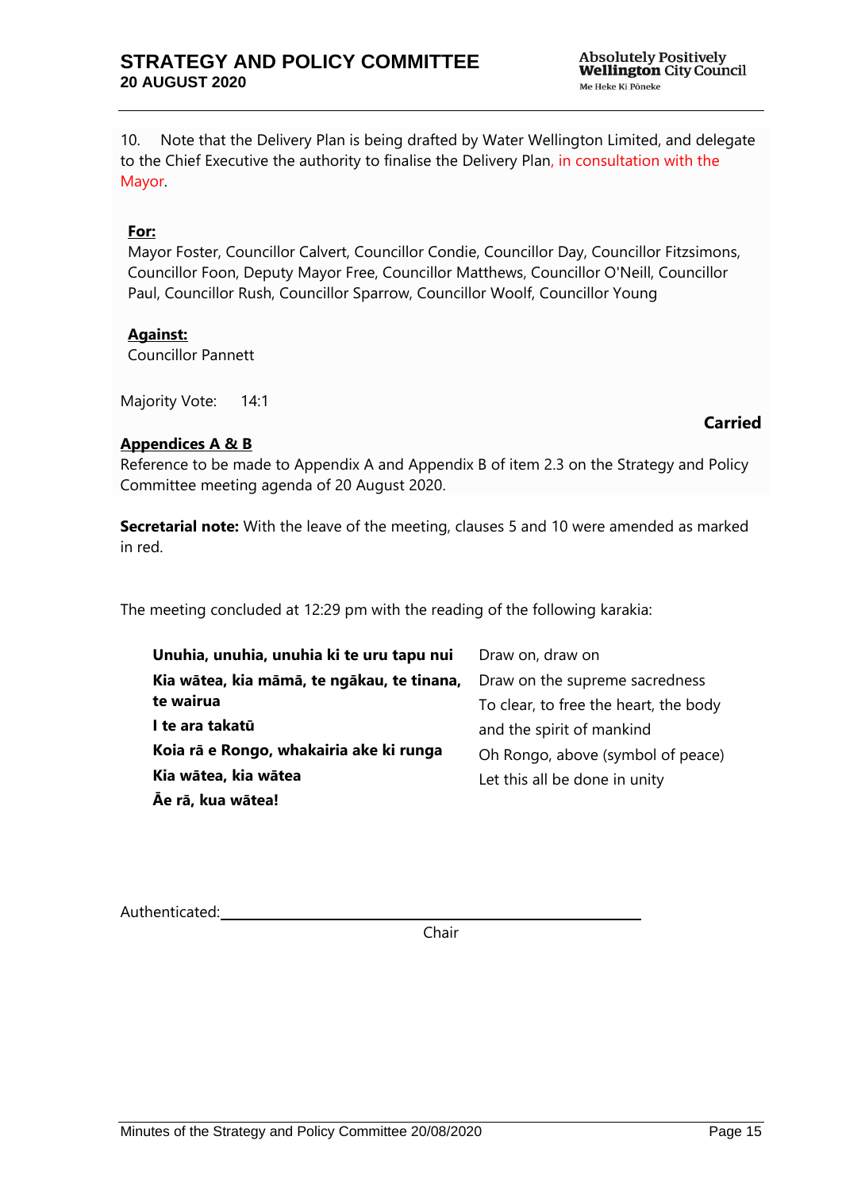10. Note that the Delivery Plan is being drafted by Water Wellington Limited, and delegate to the Chief Executive the authority to finalise the Delivery Plan, in consultation with the Mayor.

**For:**
Mayor Foster, Councillor Calvert, Councillor Condie, Councillor Day, Councillor Fitzsimons, Councillor Foon, Deputy Mayor Free, Councillor Matthews, Councillor O'Neill, Councillor Paul, Councillor Rush, Councillor Sparrow, Councillor Woolf, Councillor Young

**Against:**
Councillor Pannett

Majority Vote: 14:1

**Carried**

**Appendices A & B**
Reference to be made to Appendix A and Appendix B of item 2.3 on the Strategy and Policy Committee meeting agenda of 20 August 2020.

**Secretarial note:** With the leave of the meeting, clauses 5 and 10 were amended as marked in red.

The meeting concluded at 12:29 pm with the reading of the following karakia:

| | |
|---|---|
| **Unuhia, unuhia, unuhia ki te uru tapu nui** | Draw on, draw on |
| **Kia wātea, kia māmā, te ngākau, te tinana, te wairua** | Draw on the supreme sacredness |
| **I te ara takatū** | To clear, to free the heart, the body |
| **Koia rā e Rongo, whakairia ake ki runga** | and the spirit of mankind |
| **Kia wātea, kia wātea** | Oh Rongo, above (symbol of peace) |
| **Āe rā, kua wātea!** | Let this all be done in unity |

Authenticated: ______________________________
Chair